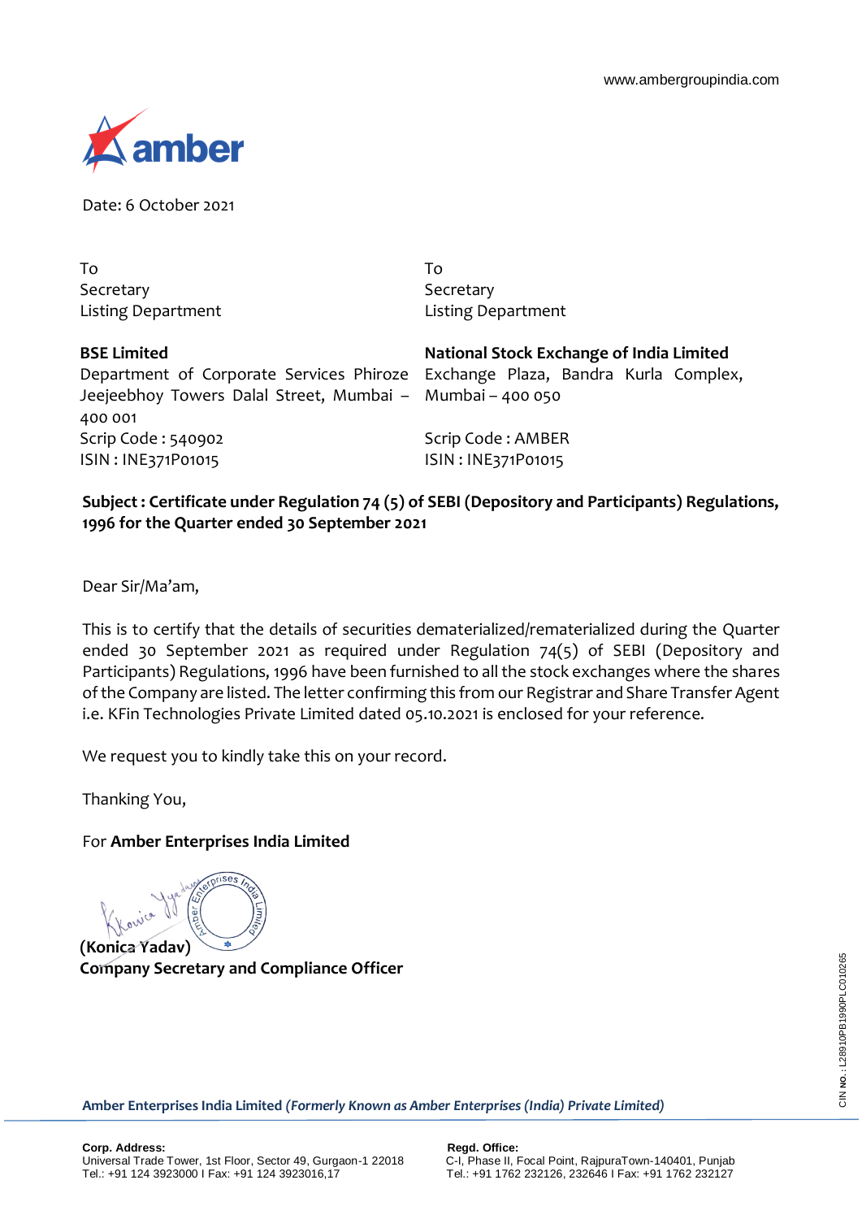www.ambergroupindia.com

Date: 6 October 2021

To
Secretary
Listing Department

**BSE Limited**
Department of Corporate Services Phiroze Jeejeebhoy Towers Dalal Street, Mumbai – 400 001
Scrip Code : 540902
ISIN : INE371P01015

To
Secretary
Listing Department

**National Stock Exchange of India Limited**
Exchange Plaza, Bandra Kurla Complex, Mumbai – 400 050

Scrip Code : AMBER
ISIN : INE371P01015

**Subject : Certificate under Regulation 74 (5) of SEBI (Depository and Participants) Regulations, 1996 for the Quarter ended 30 September 2021**

Dear Sir/Ma'am,

This is to certify that the details of securities dematerialized/rematerialized during the Quarter ended 30 September 2021 as required under Regulation 74(5) of SEBI (Depository and Participants) Regulations, 1996 have been furnished to all the stock exchanges where the shares of the Company are listed. The letter confirming this from our Registrar and Share Transfer Agent i.e. KFin Technologies Private Limited dated 05.10.2021 is enclosed for your reference.

We request you to kindly take this on your record.

Thanking You,

For **Amber Enterprises India Limited**

**(Konica Yadav)**
**Company Secretary and Compliance Officer**

**Amber Enterprises India Limited** ***(Formerly Known as Amber Enterprises (India) Private Limited)***

**Corp. Address:**
Universal Trade Tower, 1st Floor, Sector 49, Gurgaon-1 22018
Tel.: +91 124 3923000 I Fax: +91 124 3923016,17

**Regd. Office:**
C-I, Phase II, Focal Point, RajpuraTown-140401, Punjab
Tel.: +91 1762 232126, 232646 I Fax: +91 1762 232127

CIN NO. : L28910PB1990PLC010265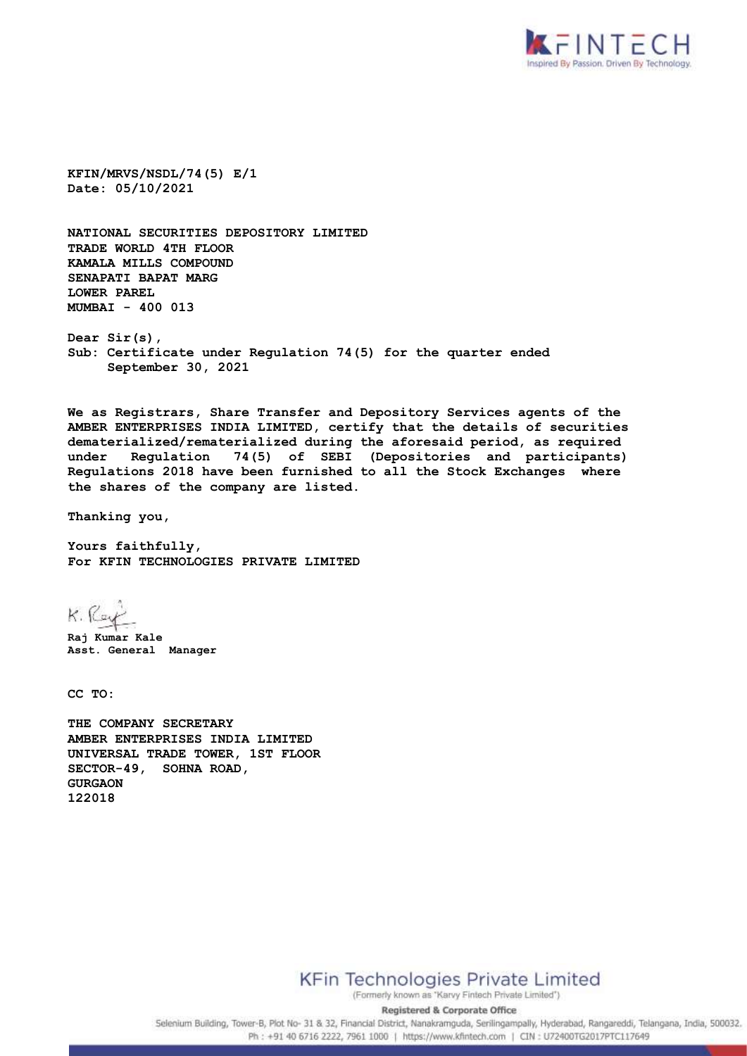**KFIN/MRVS/NSDL/74(5) E/1**
**Date: 05/10/2021**

**NATIONAL SECURITIES DEPOSITORY LIMITED**
**TRADE WORLD 4TH FLOOR**
**KAMALA MILLS COMPOUND**
**SENAPATI BAPAT MARG**
**LOWER PAREL**
**MUMBAI - 400 013**

**Dear Sir(s),**
**Sub: Certificate under Regulation 74(5) for the quarter ended September 30, 2021**

**We as Registrars, Share Transfer and Depository Services agents of the AMBER ENTERPRISES INDIA LIMITED, certify that the details of securities dematerialized/rematerialized during the aforesaid period, as required under Regulation 74(5) of SEBI (Depositories and participants) Regulations 2018 have been furnished to all the Stock Exchanges where the shares of the company are listed.**

**Thanking you,**

**Yours faithfully,**
**For KFIN TECHNOLOGIES PRIVATE LIMITED**

**Raj Kumar Kale**
**Asst. General Manager**

**CC TO:**

**THE COMPANY SECRETARY**
**AMBER ENTERPRISES INDIA LIMITED**
**UNIVERSAL TRADE TOWER, 1ST FLOOR**
**SECTOR-49, SOHNA ROAD,**
**GURGAON**
**122018**

KFin Technologies Private Limited
(Formerly known as "Karvy Fintech Private Limited")

Registered & Corporate Office
Selenium Building, Tower-B, Plot No- 31 & 32, Financial District, Nanakramguda, Serilingampally, Hyderabad, Rangareddi, Telangana, India, 500032.
Ph : +91 40 6716 2222, 7961 1000 | https://www.kfintech.com | CIN : U72400TG2017PTC117649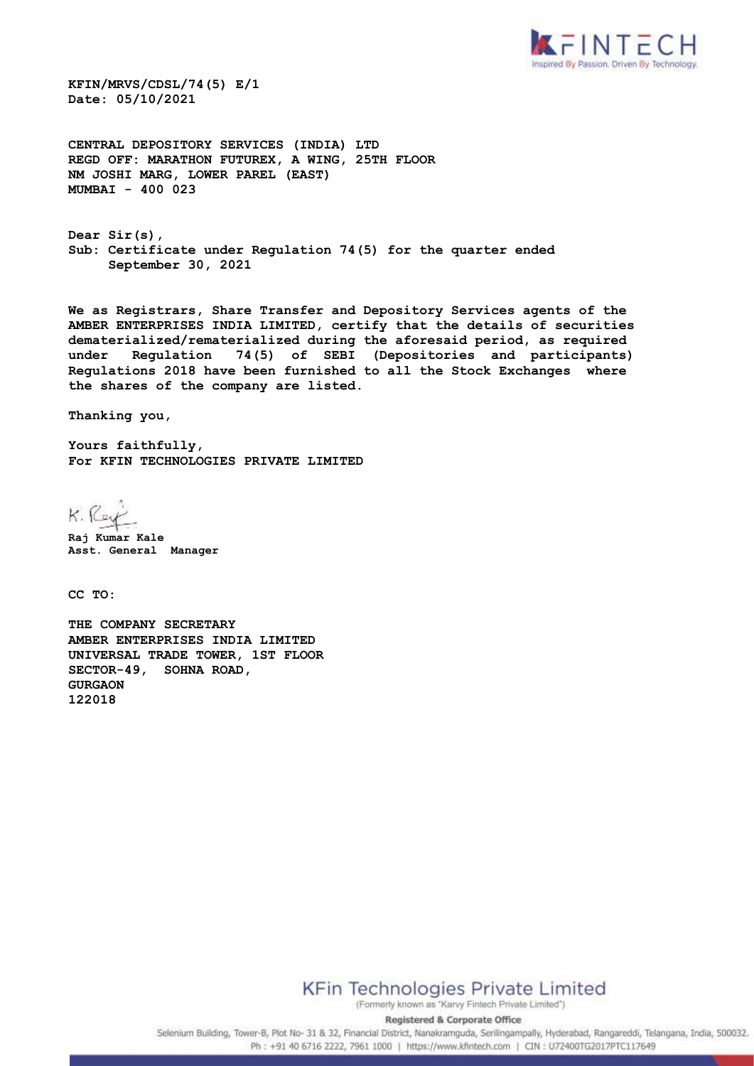KFIN/MRVS/CDSL/74(5) E/1
Date: 05/10/2021

CENTRAL DEPOSITORY SERVICES (INDIA) LTD
REGD OFF: MARATHON FUTUREX, A WING, 25TH FLOOR
NM JOSHI MARG, LOWER PAREL (EAST)
MUMBAI - 400 023

Dear Sir(s),

**Sub: Certificate under Regulation 74(5) for the quarter ended September 30, 2021**

We as Registrars, Share Transfer and Depository Services agents of the AMBER ENTERPRISES INDIA LIMITED, certify that the details of securities dematerialized/rematerialized during the aforesaid period, as required under Regulation 74(5) of SEBI (Depositories and participants) Regulations 2018 have been furnished to all the Stock Exchanges where the shares of the company are listed.

Thanking you,

Yours faithfully,
For KFIN TECHNOLOGIES PRIVATE LIMITED

K. Raj

Raj Kumar Kale
Asst. General Manager

CC TO:

THE COMPANY SECRETARY
AMBER ENTERPRISES INDIA LIMITED
UNIVERSAL TRADE TOWER, 1ST FLOOR
SECTOR-49, SOHNA ROAD,
GURGAON
122018

KFin Technologies Private Limited
(Formerly known as "Karvy Fintech Private Limited")

Registered & Corporate Office
Selenium Building, Tower-B, Plot No- 31 & 32, Financial District, Nanakramguda, Serilingampally, Hyderabad, Rangareddi, Telangana, India, 500032.
Ph : +91 40 6716 2222, 7961 1000 | https://www.kfintech.com | CIN : U72400TG2017PTC117649